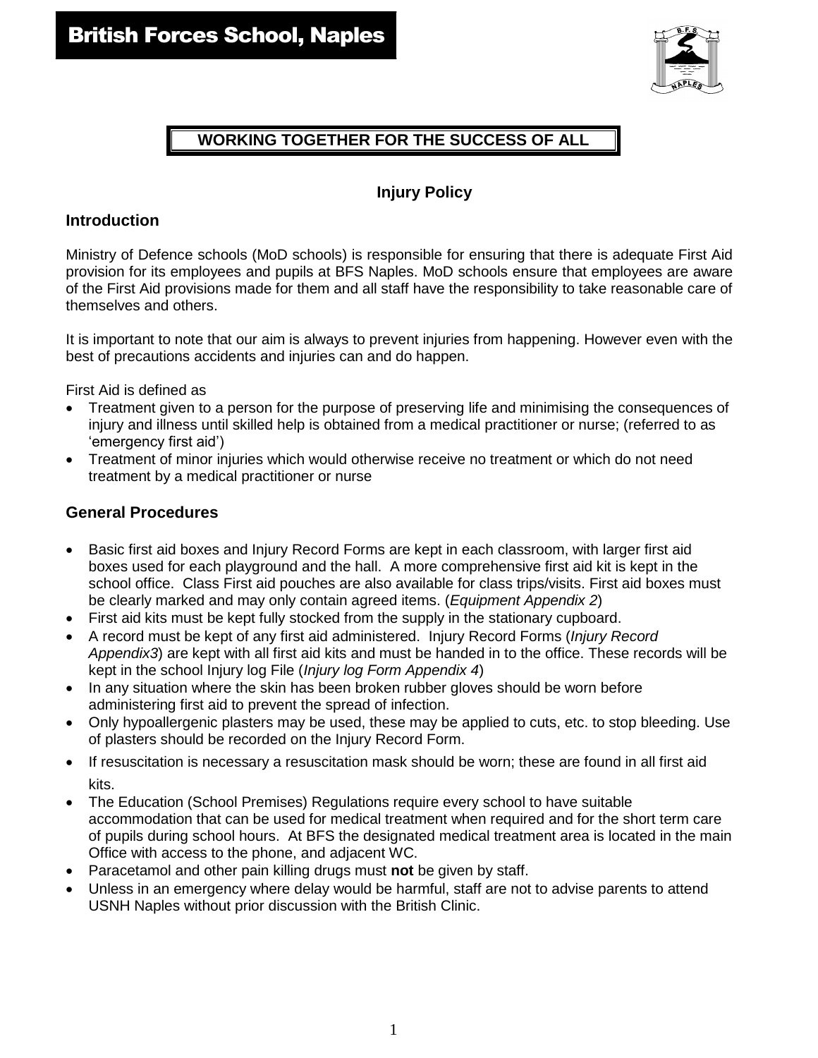# British Forces School, Naples

**WORKING TOGETHER FOR THE SUCCESS OF ALL**

## Injury Policy

### Introduction

Ministry of Defence schools (MoD schools) is responsible for ensuring that there is adequate First Aid provision for its employees and pupils at BFS Naples. MoD schools ensure that employees are aware of the First Aid provisions made for them and all staff have the responsibility to take reasonable care of themselves and others.

It is important to note that our aim is always to prevent injuries from happening. However even with the best of precautions accidents and injuries can and do happen.

First Aid is defined as

- Treatment given to a person for the purpose of preserving life and minimising the consequences of injury and illness until skilled help is obtained from a medical practitioner or nurse; (referred to as 'emergency first aid')
- Treatment of minor injuries which would otherwise receive no treatment or which do not need treatment by a medical practitioner or nurse

### General Procedures

- Basic first aid boxes and Injury Record Forms are kept in each classroom, with larger first aid boxes used for each playground and the hall. A more comprehensive first aid kit is kept in the school office. Class First aid pouches are also available for class trips/visits. First aid boxes must be clearly marked and may only contain agreed items. (*Equipment Appendix 2*)
- First aid kits must be kept fully stocked from the supply in the stationary cupboard.
- A record must be kept of any first aid administered. Injury Record Forms (*Injury Record Appendix3*) are kept with all first aid kits and must be handed in to the office. These records will be kept in the school Injury log File (*Injury log Form Appendix 4*)
- In any situation where the skin has been broken rubber gloves should be worn before administering first aid to prevent the spread of infection.
- Only hypoallergenic plasters may be used, these may be applied to cuts, etc. to stop bleeding. Use of plasters should be recorded on the Injury Record Form.
- If resuscitation is necessary a resuscitation mask should be worn; these are found in all first aid kits.
- The Education (School Premises) Regulations require every school to have suitable accommodation that can be used for medical treatment when required and for the short term care of pupils during school hours. At BFS the designated medical treatment area is located in the main Office with access to the phone, and adjacent WC.
- Paracetamol and other pain killing drugs must **not** be given by staff.
- Unless in an emergency where delay would be harmful, staff are not to advise parents to attend USNH Naples without prior discussion with the British Clinic.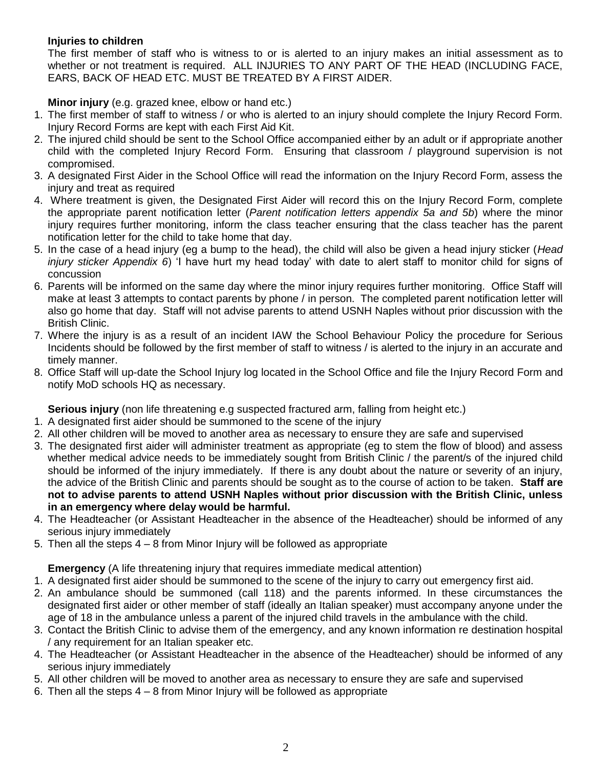**Injuries to children**

The first member of staff who is witness to or is alerted to an injury makes an initial assessment as to whether or not treatment is required. ALL INJURIES TO ANY PART OF THE HEAD (INCLUDING FACE, EARS, BACK OF HEAD ETC. MUST BE TREATED BY A FIRST AIDER.

**Minor injury** (e.g. grazed knee, elbow or hand etc.)

1. The first member of staff to witness / or who is alerted to an injury should complete the Injury Record Form. Injury Record Forms are kept with each First Aid Kit.
2. The injured child should be sent to the School Office accompanied either by an adult or if appropriate another child with the completed Injury Record Form. Ensuring that classroom / playground supervision is not compromised.
3. A designated First Aider in the School Office will read the information on the Injury Record Form, assess the injury and treat as required
4. Where treatment is given, the Designated First Aider will record this on the Injury Record Form, complete the appropriate parent notification letter (*Parent notification letters appendix 5a and 5b*) where the minor injury requires further monitoring, inform the class teacher ensuring that the class teacher has the parent notification letter for the child to take home that day.
5. In the case of a head injury (eg a bump to the head), the child will also be given a head injury sticker (*Head injury sticker Appendix 6*) 'I have hurt my head today' with date to alert staff to monitor child for signs of concussion
6. Parents will be informed on the same day where the minor injury requires further monitoring. Office Staff will make at least 3 attempts to contact parents by phone / in person. The completed parent notification letter will also go home that day. Staff will not advise parents to attend USNH Naples without prior discussion with the British Clinic.
7. Where the injury is as a result of an incident IAW the School Behaviour Policy the procedure for Serious Incidents should be followed by the first member of staff to witness / is alerted to the injury in an accurate and timely manner.
8. Office Staff will up-date the School Injury log located in the School Office and file the Injury Record Form and notify MoD schools HQ as necessary.

**Serious injury** (non life threatening e.g suspected fractured arm, falling from height etc.)

1. A designated first aider should be summoned to the scene of the injury
2. All other children will be moved to another area as necessary to ensure they are safe and supervised
3. The designated first aider will administer treatment as appropriate (eg to stem the flow of blood) and assess whether medical advice needs to be immediately sought from British Clinic / the parent/s of the injured child should be informed of the injury immediately. If there is any doubt about the nature or severity of an injury, the advice of the British Clinic and parents should be sought as to the course of action to be taken. **Staff are not to advise parents to attend USNH Naples without prior discussion with the British Clinic, unless in an emergency where delay would be harmful.**
4. The Headteacher (or Assistant Headteacher in the absence of the Headteacher) should be informed of any serious injury immediately
5. Then all the steps 4 – 8 from Minor Injury will be followed as appropriate

**Emergency** (A life threatening injury that requires immediate medical attention)

1. A designated first aider should be summoned to the scene of the injury to carry out emergency first aid.
2. An ambulance should be summoned (call 118) and the parents informed. In these circumstances the designated first aider or other member of staff (ideally an Italian speaker) must accompany anyone under the age of 18 in the ambulance unless a parent of the injured child travels in the ambulance with the child.
3. Contact the British Clinic to advise them of the emergency, and any known information re destination hospital / any requirement for an Italian speaker etc.
4. The Headteacher (or Assistant Headteacher in the absence of the Headteacher) should be informed of any serious injury immediately
5. All other children will be moved to another area as necessary to ensure they are safe and supervised
6. Then all the steps 4 – 8 from Minor Injury will be followed as appropriate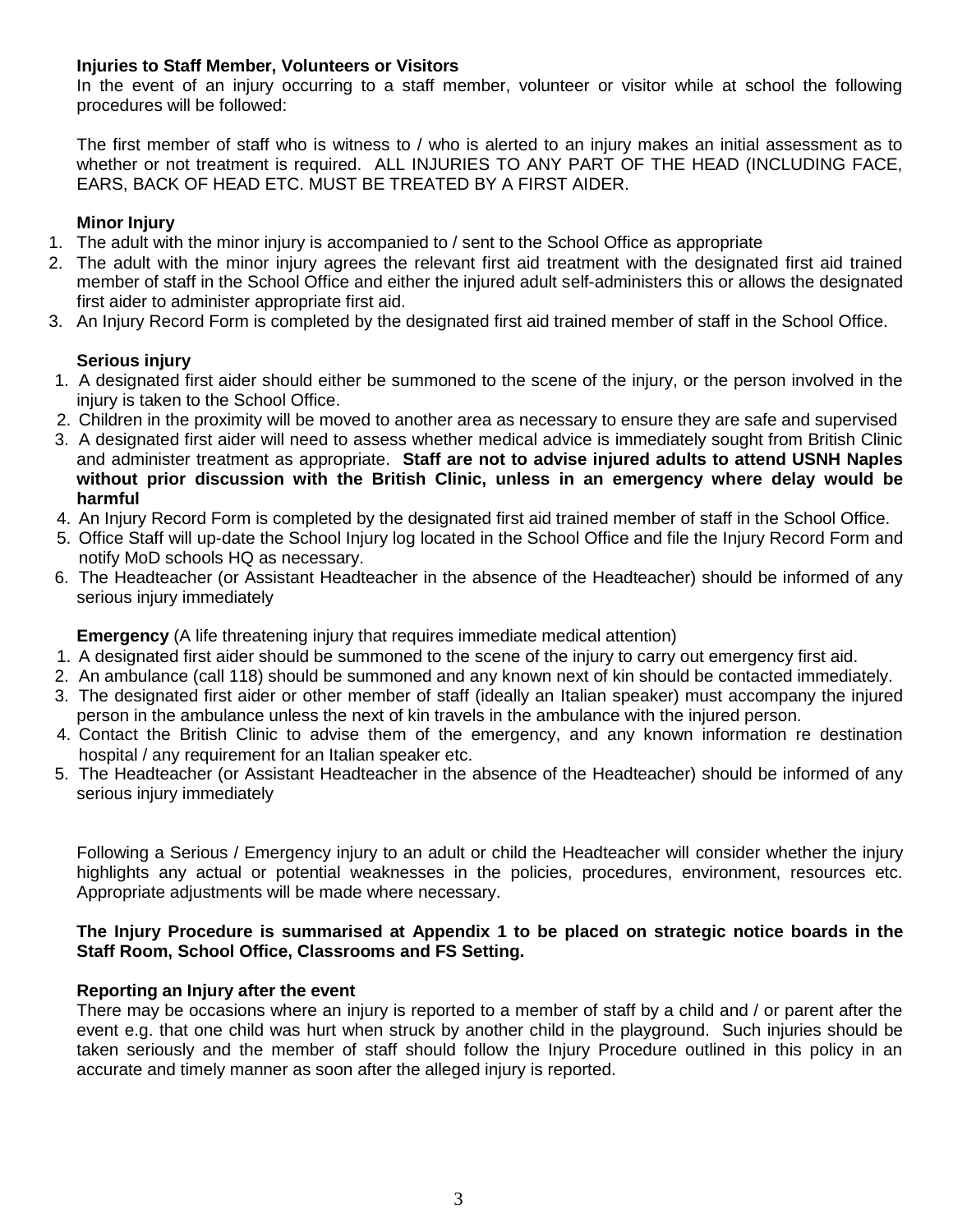**Injuries to Staff Member, Volunteers or Visitors**

In the event of an injury occurring to a staff member, volunteer or visitor while at school the following procedures will be followed:

The first member of staff who is witness to / who is alerted to an injury makes an initial assessment as to whether or not treatment is required. ALL INJURIES TO ANY PART OF THE HEAD (INCLUDING FACE, EARS, BACK OF HEAD ETC. MUST BE TREATED BY A FIRST AIDER.

**Minor Injury**

1. The adult with the minor injury is accompanied to / sent to the School Office as appropriate
2. The adult with the minor injury agrees the relevant first aid treatment with the designated first aid trained member of staff in the School Office and either the injured adult self-administers this or allows the designated first aider to administer appropriate first aid.
3. An Injury Record Form is completed by the designated first aid trained member of staff in the School Office.

**Serious injury**

1. A designated first aider should either be summoned to the scene of the injury, or the person involved in the injury is taken to the School Office.
2. Children in the proximity will be moved to another area as necessary to ensure they are safe and supervised
3. A designated first aider will need to assess whether medical advice is immediately sought from British Clinic and administer treatment as appropriate. **Staff are not to advise injured adults to attend USNH Naples without prior discussion with the British Clinic, unless in an emergency where delay would be harmful**
4. An Injury Record Form is completed by the designated first aid trained member of staff in the School Office.
5. Office Staff will up-date the School Injury log located in the School Office and file the Injury Record Form and notify MoD schools HQ as necessary.
6. The Headteacher (or Assistant Headteacher in the absence of the Headteacher) should be informed of any serious injury immediately

**Emergency** (A life threatening injury that requires immediate medical attention)

1. A designated first aider should be summoned to the scene of the injury to carry out emergency first aid.
2. An ambulance (call 118) should be summoned and any known next of kin should be contacted immediately.
3. The designated first aider or other member of staff (ideally an Italian speaker) must accompany the injured person in the ambulance unless the next of kin travels in the ambulance with the injured person.
4. Contact the British Clinic to advise them of the emergency, and any known information re destination hospital / any requirement for an Italian speaker etc.
5. The Headteacher (or Assistant Headteacher in the absence of the Headteacher) should be informed of any serious injury immediately

Following a Serious / Emergency injury to an adult or child the Headteacher will consider whether the injury highlights any actual or potential weaknesses in the policies, procedures, environment, resources etc. Appropriate adjustments will be made where necessary.

**The Injury Procedure is summarised at Appendix 1 to be placed on strategic notice boards in the Staff Room, School Office, Classrooms and FS Setting.**

**Reporting an Injury after the event**

There may be occasions where an injury is reported to a member of staff by a child and / or parent after the event e.g. that one child was hurt when struck by another child in the playground. Such injuries should be taken seriously and the member of staff should follow the Injury Procedure outlined in this policy in an accurate and timely manner as soon after the alleged injury is reported.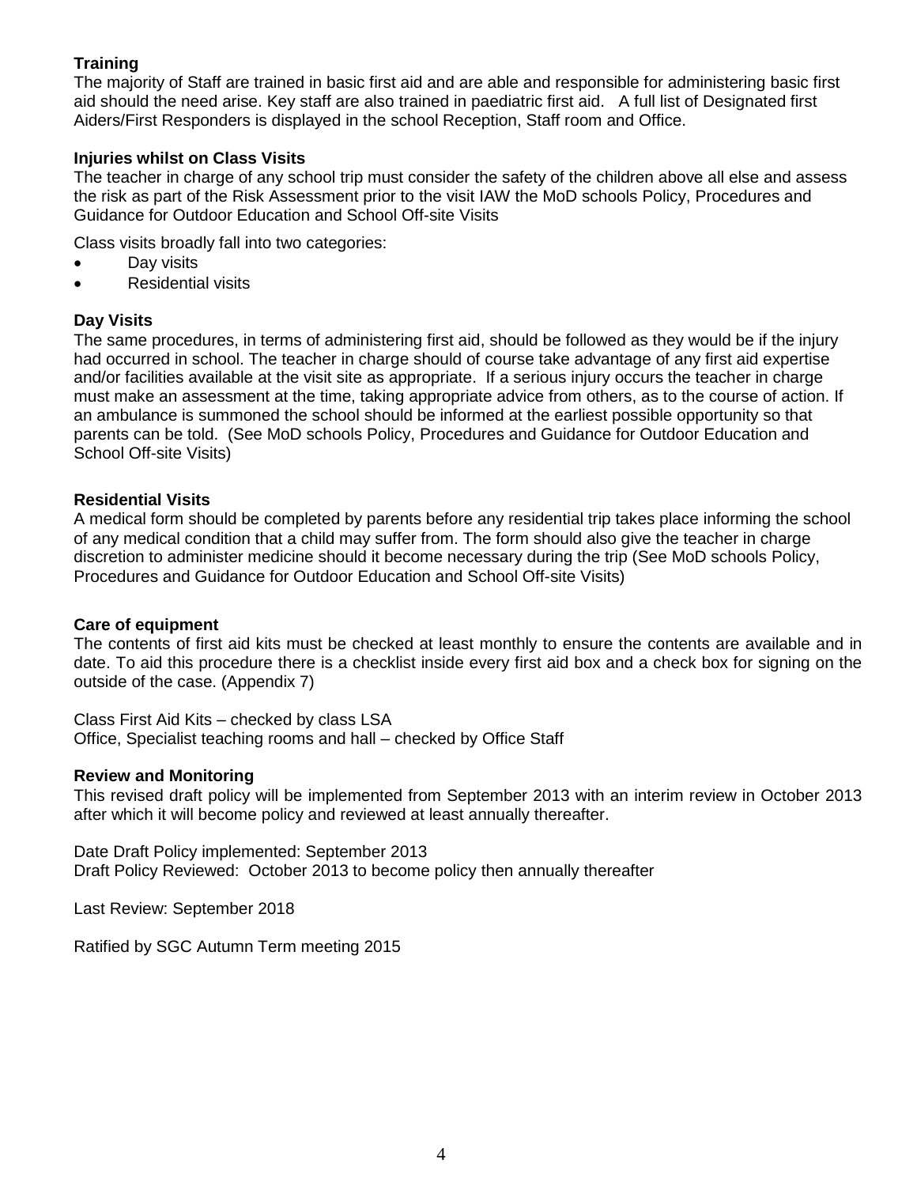**Training**

The majority of Staff are trained in basic first aid and are able and responsible for administering basic first aid should the need arise. Key staff are also trained in paediatric first aid. A full list of Designated first Aiders/First Responders is displayed in the school Reception, Staff room and Office.

**Injuries whilst on Class Visits**

The teacher in charge of any school trip must consider the safety of the children above all else and assess the risk as part of the Risk Assessment prior to the visit IAW the MoD schools Policy, Procedures and Guidance for Outdoor Education and School Off-site Visits

Class visits broadly fall into two categories:

- Day visits
- Residential visits

**Day Visits**

The same procedures, in terms of administering first aid, should be followed as they would be if the injury had occurred in school. The teacher in charge should of course take advantage of any first aid expertise and/or facilities available at the visit site as appropriate. If a serious injury occurs the teacher in charge must make an assessment at the time, taking appropriate advice from others, as to the course of action. If an ambulance is summoned the school should be informed at the earliest possible opportunity so that parents can be told. (See MoD schools Policy, Procedures and Guidance for Outdoor Education and School Off-site Visits)

**Residential Visits**

A medical form should be completed by parents before any residential trip takes place informing the school of any medical condition that a child may suffer from. The form should also give the teacher in charge discretion to administer medicine should it become necessary during the trip (See MoD schools Policy, Procedures and Guidance for Outdoor Education and School Off-site Visits)

**Care of equipment**

The contents of first aid kits must be checked at least monthly to ensure the contents are available and in date. To aid this procedure there is a checklist inside every first aid box and a check box for signing on the outside of the case. (Appendix 7)

Class First Aid Kits – checked by class LSA
Office, Specialist teaching rooms and hall – checked by Office Staff

**Review and Monitoring**

This revised draft policy will be implemented from September 2013 with an interim review in October 2013 after which it will become policy and reviewed at least annually thereafter.

Date Draft Policy implemented: September 2013
Draft Policy Reviewed: October 2013 to become policy then annually thereafter

Last Review: September 2018

Ratified by SGC Autumn Term meeting 2015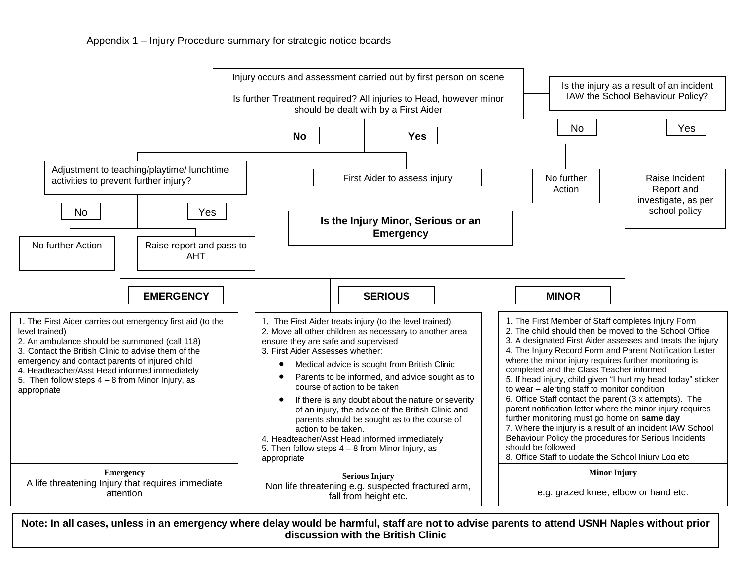Appendix 1 – Injury Procedure summary for strategic notice boards

**Injury occurs and assessment carried out by first person on scene**

Is further Treatment required? All injuries to Head, however minor should be dealt with by a First Aider

- **No** → Adjustment to teaching/playtime/ lunchtime activities to prevent further injury?
  - No → No further Action
  - Yes → Raise report and pass to AHT
- **Yes** → First Aider to assess injury → **Is the Injury Minor, Serious or an Emergency**

**Is the injury as a result of an incident IAW the School Behaviour Policy?**

- No → No further Action
- Yes → Raise Incident Report and investigate, as per school policy

## EMERGENCY

1. The First Aider carries out emergency first aid (to the level trained)
2. An ambulance should be summoned (call 118)
3. Contact the British Clinic to advise them of the emergency and contact parents of injured child
4. Headteacher/Asst Head informed immediately
5. Then follow steps 4 – 8 from Minor Injury, as appropriate

**Emergency**

A life threatening Injury that requires immediate attention

## SERIOUS

1. The First Aider treats injury (to the level trained)
2. Move all other children as necessary to another area ensure they are safe and supervised
3. First Aider Assesses whether:
   - Medical advice is sought from British Clinic
   - Parents to be informed, and advice sought as to course of action to be taken
   - If there is any doubt about the nature or severity of an injury, the advice of the British Clinic and parents should be sought as to the course of action to be taken.
4. Headteacher/Asst Head informed immediately
5. Then follow steps 4 – 8 from Minor Injury, as appropriate

**Serious Injury**

Non life threatening e.g. suspected fractured arm, fall from height etc.

## MINOR

1. The First Member of Staff completes Injury Form
2. The child should then be moved to the School Office
3. A designated First Aider assesses and treats the injury
4. The Injury Record Form and Parent Notification Letter where the minor injury requires further monitoring is completed and the Class Teacher informed
5. If head injury, child given "I hurt my head today" sticker to wear – alerting staff to monitor condition
6. Office Staff contact the parent (3 x attempts). The parent notification letter where the minor injury requires further monitoring must go home on **same day**
7. Where the injury is a result of an incident IAW School Behaviour Policy the procedures for Serious Incidents should be followed
8. Office Staff to update the School Injury Log etc

**Minor Injury**

e.g. grazed knee, elbow or hand etc.

**Note: In all cases, unless in an emergency where delay would be harmful, staff are not to advise parents to attend USNH Naples without prior discussion with the British Clinic**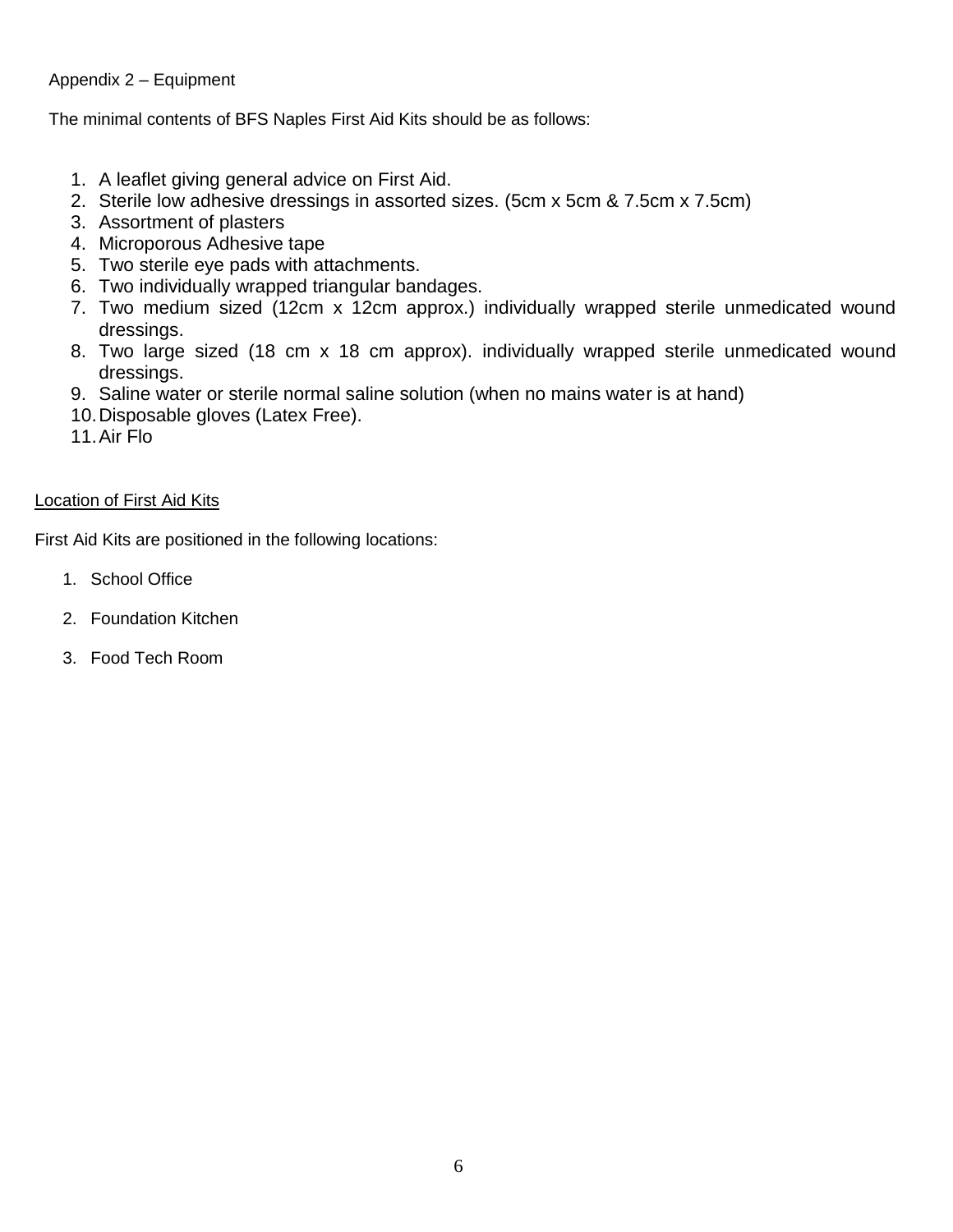Appendix 2 – Equipment

The minimal contents of BFS Naples First Aid Kits should be as follows:

1. A leaflet giving general advice on First Aid.
2. Sterile low adhesive dressings in assorted sizes. (5cm x 5cm & 7.5cm x 7.5cm)
3. Assortment of plasters
4. Microporous Adhesive tape
5. Two sterile eye pads with attachments.
6. Two individually wrapped triangular bandages.
7. Two medium sized (12cm x 12cm approx.) individually wrapped sterile unmedicated wound dressings.
8. Two large sized (18 cm x 18 cm approx). individually wrapped sterile unmedicated wound dressings.
9. Saline water or sterile normal saline solution (when no mains water is at hand)
10. Disposable gloves (Latex Free).
11. Air Flo

<u>Location of First Aid Kits</u>

First Aid Kits are positioned in the following locations:

1. School Office
2. Foundation Kitchen
3. Food Tech Room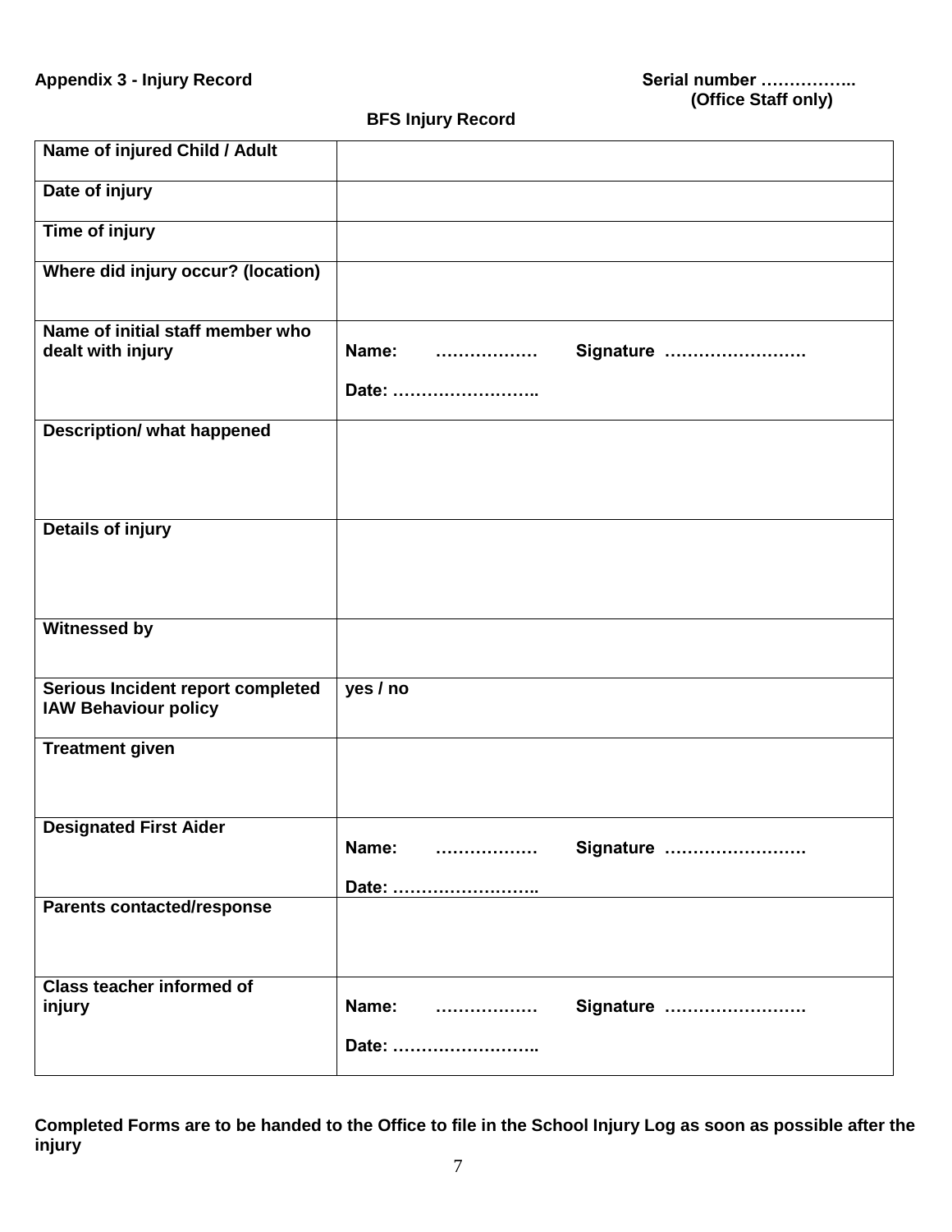**Appendix 3 - Injury Record**

**Serial number ……………..**
**(Office Staff only)**

**BFS Injury Record**

| | |
|---|---|
| **Name of injured Child / Adult** | |
| **Date of injury** | |
| **Time of injury** | |
| **Where did injury occur? (location)** | |
| **Name of initial staff member who dealt with injury** | **Name: ……………… Signature …………………….**<br><br>**Date: ……………………..** |
| **Description/ what happened** | |
| **Details of injury** | |
| **Witnessed by** | |
| **Serious Incident report completed IAW Behaviour policy** | **yes / no** |
| **Treatment given** | |
| **Designated First Aider** | **Name: ……………… Signature …………………….**<br><br>**Date: ……………………..** |
| **Parents contacted/response** | |
| **Class teacher informed of injury** | **Name: ……………… Signature …………………….**<br><br>**Date: ……………………..** |

**Completed Forms are to be handed to the Office to file in the School Injury Log as soon as possible after the injury**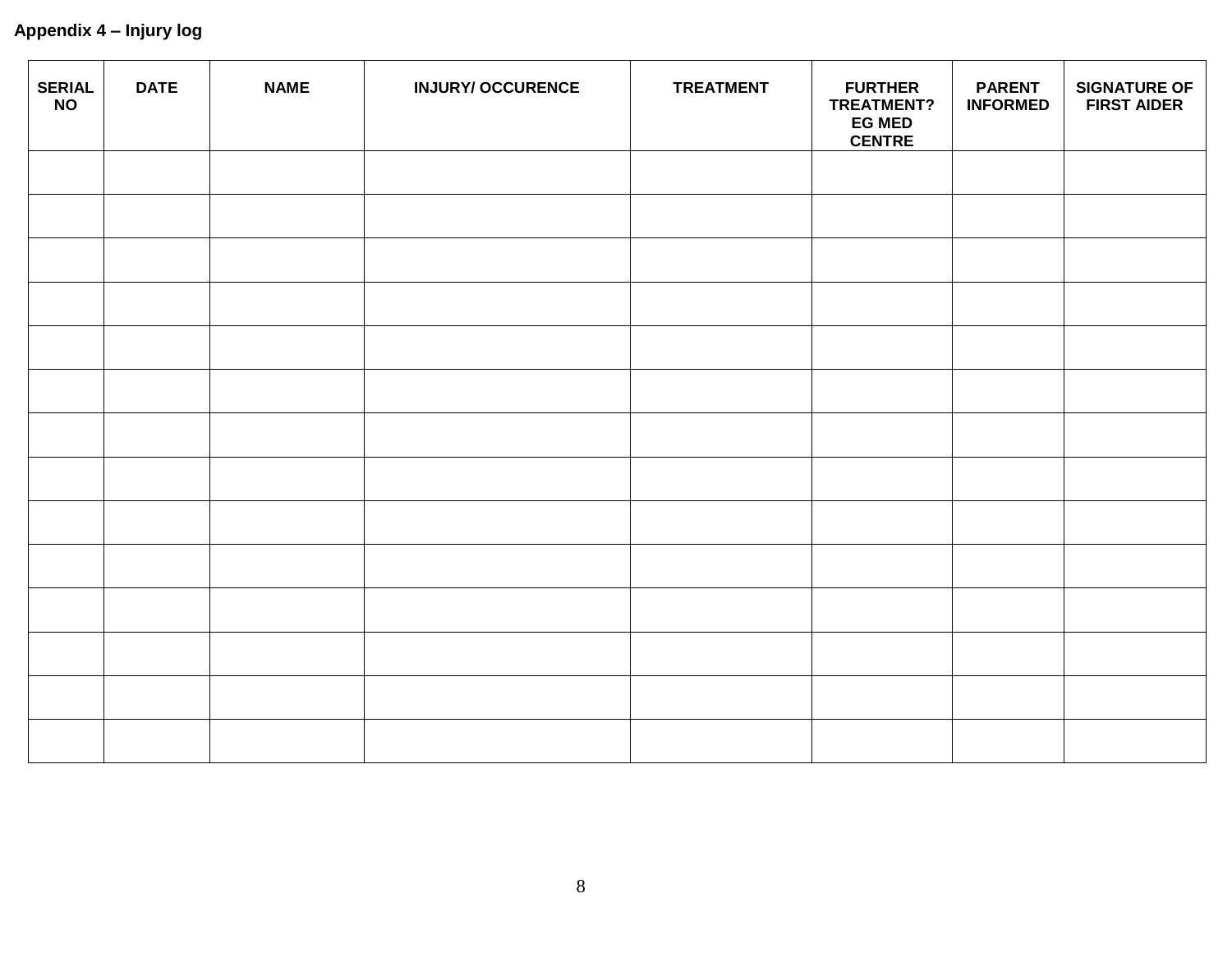**Appendix 4 – Injury log**

| SERIAL NO | DATE | NAME | INJURY/ OCCURENCE | TREATMENT | FURTHER TREATMENT? EG MED CENTRE | PARENT INFORMED | SIGNATURE OF FIRST AIDER |
|---|---|---|---|---|---|---|---|
| | | | | | | | |
| | | | | | | | |
| | | | | | | | |
| | | | | | | | |
| | | | | | | | |
| | | | | | | | |
| | | | | | | | |
| | | | | | | | |
| | | | | | | | |
| | | | | | | | |
| | | | | | | | |
| | | | | | | | |
| | | | | | | | |
| | | | | | | | |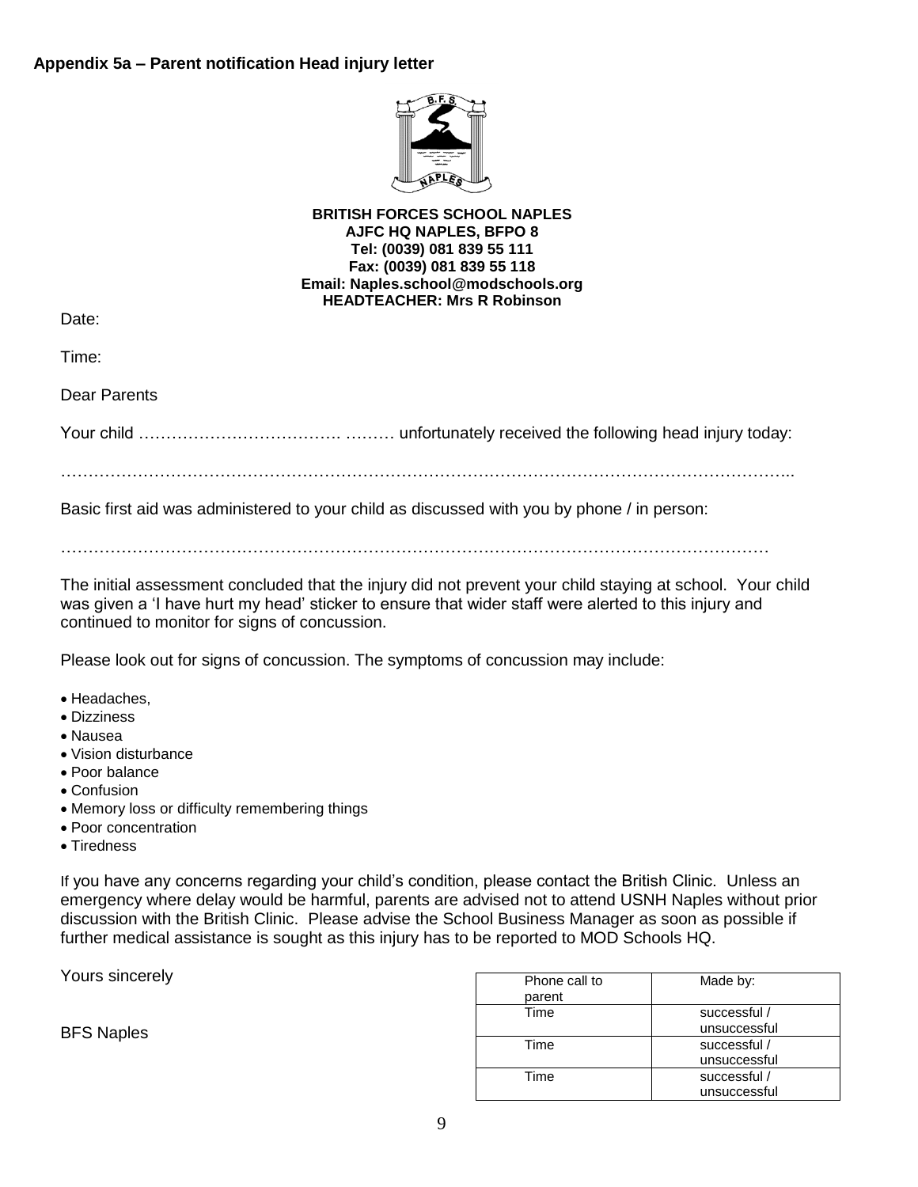**Appendix 5a – Parent notification Head injury letter**

**BRITISH FORCES SCHOOL NAPLES**
**AJFC HQ NAPLES, BFPO 8**
**Tel: (0039) 081 839 55 111**
**Fax: (0039) 081 839 55 118**
**Email: Naples.school@modschools.org**
**HEADTEACHER: Mrs R Robinson**

Date:

Time:

Dear Parents

Your child ………………………………. ……… unfortunately received the following head injury today:

……………………………………………………………………………………………………………………..

Basic first aid was administered to your child as discussed with you by phone / in person:

……………………………………………………………………………………………………………………

The initial assessment concluded that the injury did not prevent your child staying at school. Your child was given a 'I have hurt my head' sticker to ensure that wider staff were alerted to this injury and continued to monitor for signs of concussion.

Please look out for signs of concussion. The symptoms of concussion may include:

- Headaches,
- Dizziness
- Nausea
- Vision disturbance
- Poor balance
- Confusion
- Memory loss or difficulty remembering things
- Poor concentration
- Tiredness

If you have any concerns regarding your child's condition, please contact the British Clinic. Unless an emergency where delay would be harmful, parents are advised not to attend USNH Naples without prior discussion with the British Clinic. Please advise the School Business Manager as soon as possible if further medical assistance is sought as this injury has to be reported to MOD Schools HQ.

Yours sincerely

BFS Naples

| Phone call to parent | Made by: |
| --- | --- |
| Time | successful / unsuccessful |
| Time | successful / unsuccessful |
| Time | successful / unsuccessful |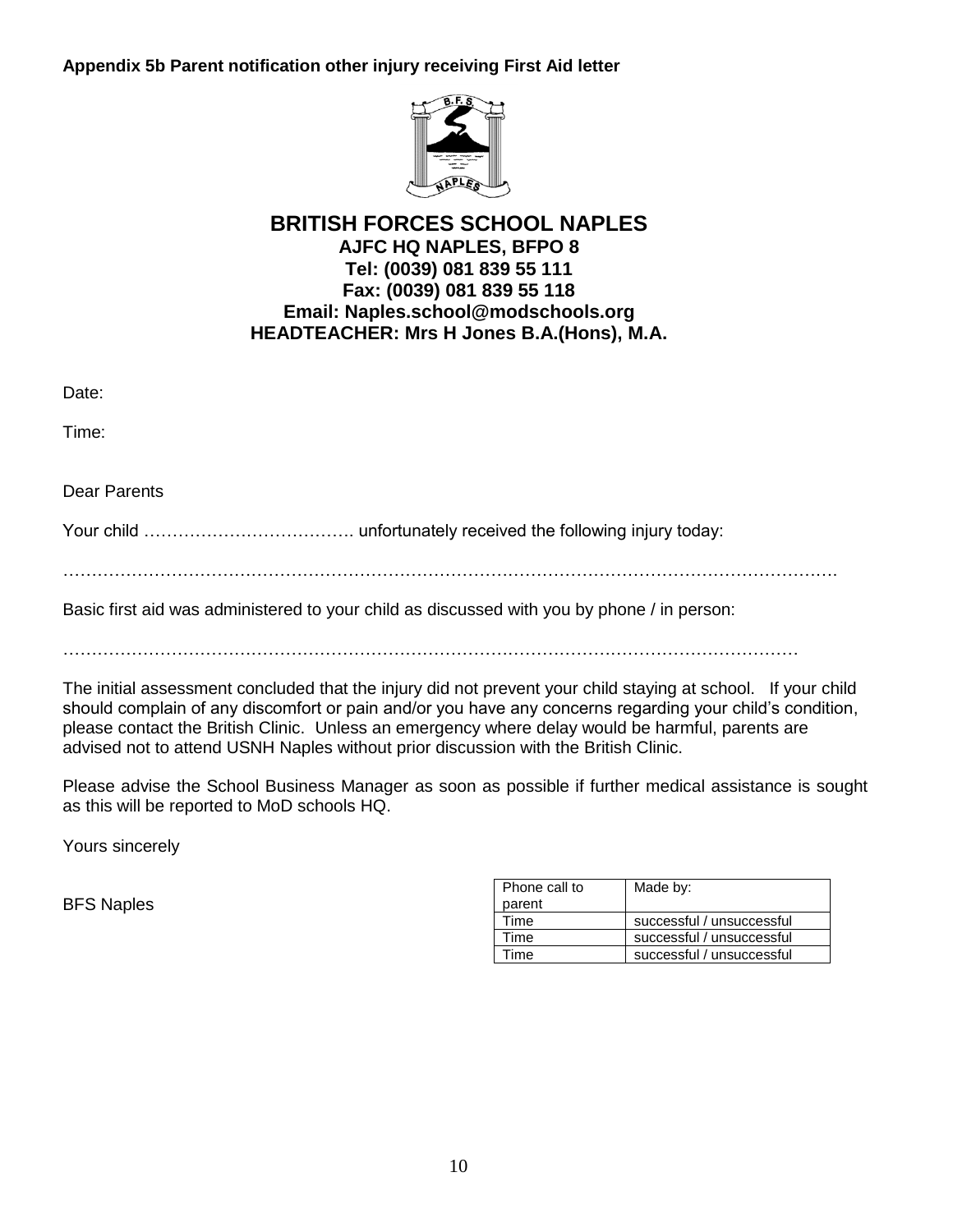**Appendix 5b Parent notification other injury receiving First Aid letter**

## BRITISH FORCES SCHOOL NAPLES

**AJFC HQ NAPLES, BFPO 8**
**Tel: (0039) 081 839 55 111**
**Fax: (0039) 081 839 55 118**
**Email: Naples.school@modschools.org**
**HEADTEACHER: Mrs H Jones B.A.(Hons), M.A.**

Date:

Time:

Dear Parents

Your child ………………………………. unfortunately received the following injury today:

………………………………………………………………………………………………………………………

Basic first aid was administered to your child as discussed with you by phone / in person:

……………………………………………………………………………………………………………………

The initial assessment concluded that the injury did not prevent your child staying at school. If your child should complain of any discomfort or pain and/or you have any concerns regarding your child's condition, please contact the British Clinic. Unless an emergency where delay would be harmful, parents are advised not to attend USNH Naples without prior discussion with the British Clinic.

Please advise the School Business Manager as soon as possible if further medical assistance is sought as this will be reported to MoD schools HQ.

Yours sincerely

BFS Naples

| Phone call to parent | Made by: |
|---|---|
| Time | successful / unsuccessful |
| Time | successful / unsuccessful |
| Time | successful / unsuccessful |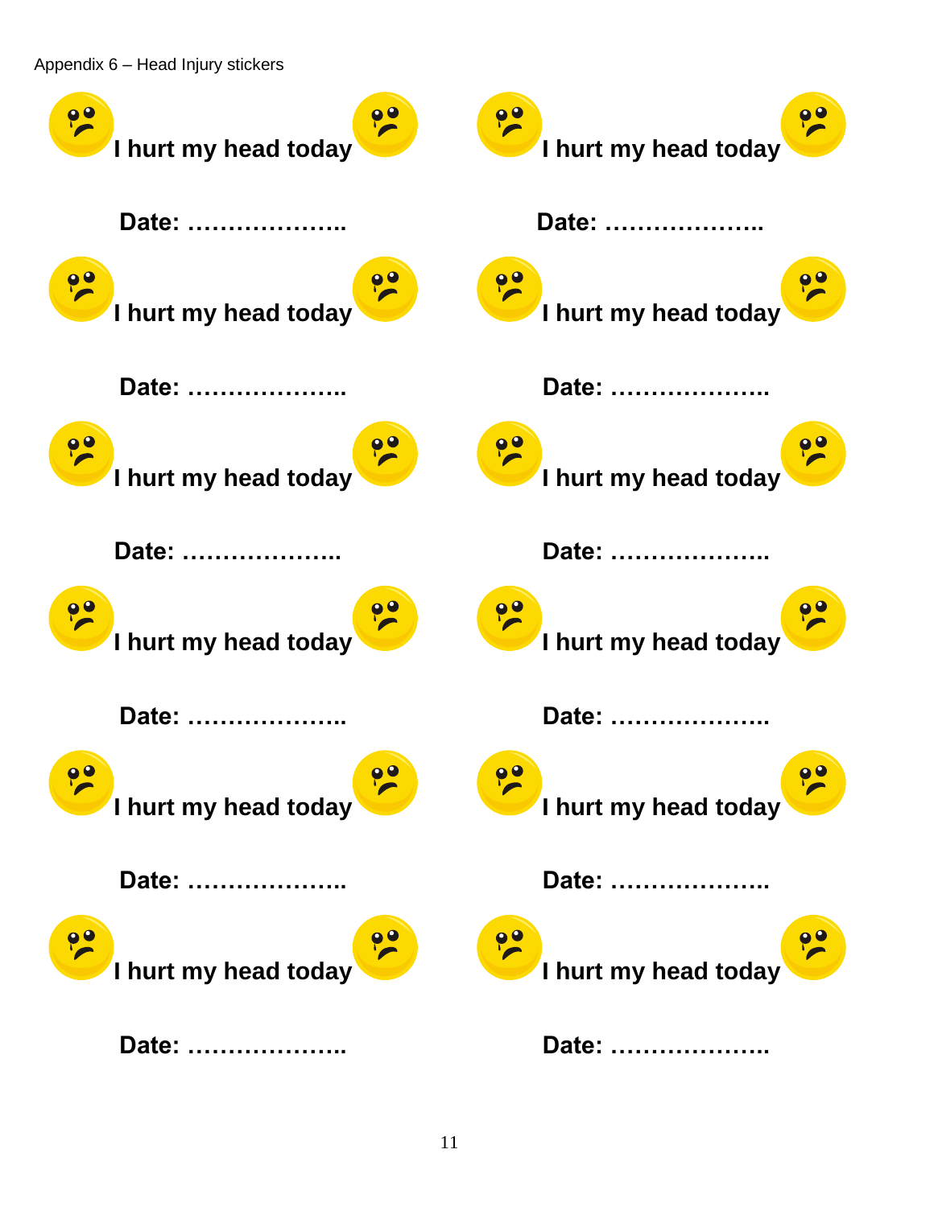Appendix 6 – Head Injury stickers

**I hurt my head today**

**Date: ………………..**

**I hurt my head today**

**Date: ………………..**

**I hurt my head today**

**Date: ………………..**

**I hurt my head today**

**Date: ………………..**

**I hurt my head today**

**Date: ………………..**

**I hurt my head today**

**Date: ………………..**

**I hurt my head today**

**Date: ………………..**

**I hurt my head today**

**Date: ………………..**

**I hurt my head today**

**Date: ………………..**

**I hurt my head today**

**Date: ………………..**

**I hurt my head today**

**Date: ………………..**

**I hurt my head today**

**Date: ………………..**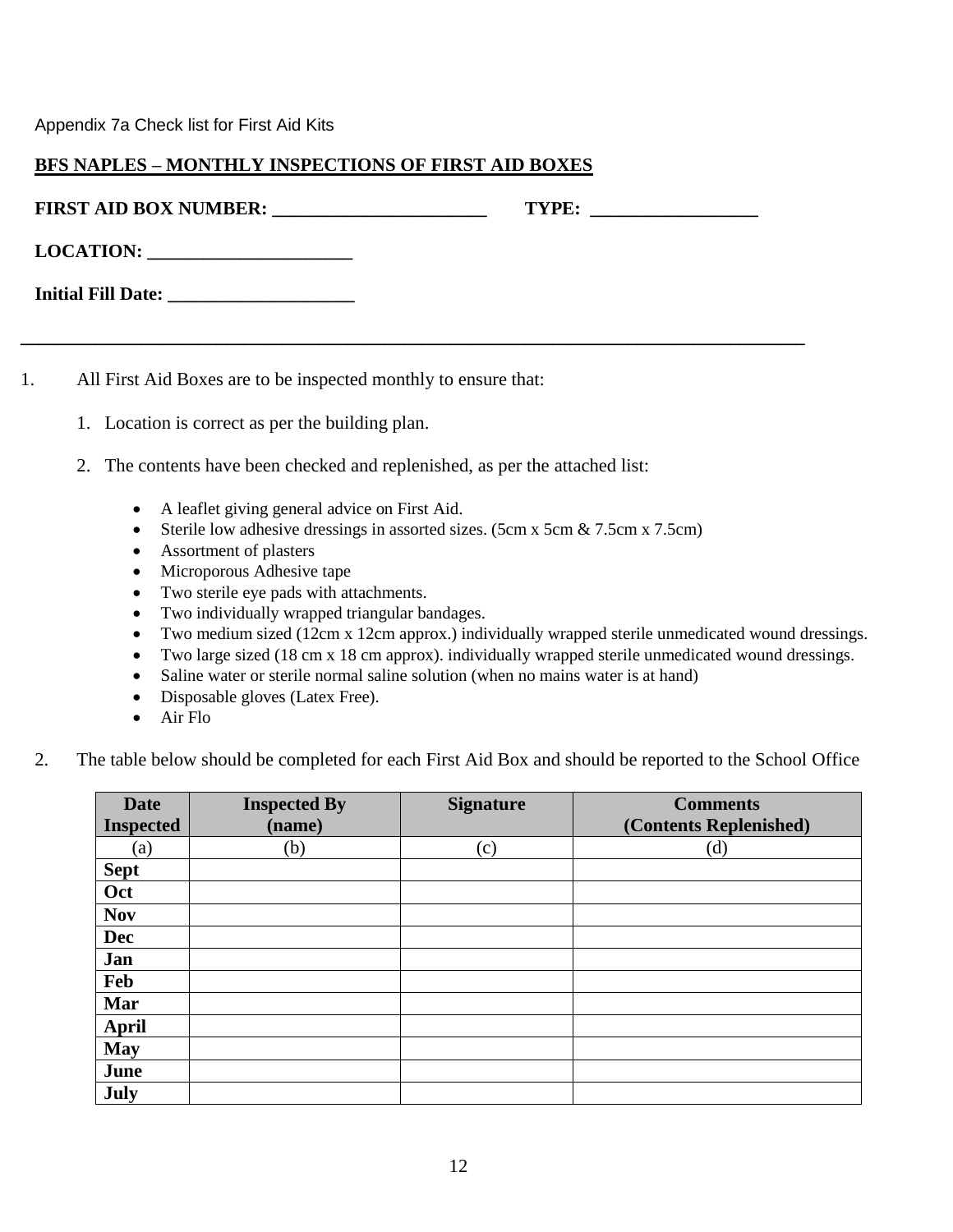Appendix 7a Check list for First Aid Kits

**BFS NAPLES – MONTHLY INSPECTIONS OF FIRST AID BOXES**

**FIRST AID BOX NUMBER: _______________________ TYPE: _________________**

**LOCATION: ______________________**

**Initial Fill Date: ____________________**

---

1. All First Aid Boxes are to be inspected monthly to ensure that:

   1. Location is correct as per the building plan.

   2. The contents have been checked and replenished, as per the attached list:

      - A leaflet giving general advice on First Aid.
      - Sterile low adhesive dressings in assorted sizes. (5cm x 5cm & 7.5cm x 7.5cm)
      - Assortment of plasters
      - Microporous Adhesive tape
      - Two sterile eye pads with attachments.
      - Two individually wrapped triangular bandages.
      - Two medium sized (12cm x 12cm approx.) individually wrapped sterile unmedicated wound dressings.
      - Two large sized (18 cm x 18 cm approx). individually wrapped sterile unmedicated wound dressings.
      - Saline water or sterile normal saline solution (when no mains water is at hand)
      - Disposable gloves (Latex Free).
      - Air Flo

2. The table below should be completed for each First Aid Box and should be reported to the School Office

| Date Inspected | Inspected By (name) | Signature | Comments (Contents Replenished) |
|---|---|---|---|
| (a) | (b) | (c) | (d) |
| **Sept** | | | |
| **Oct** | | | |
| **Nov** | | | |
| **Dec** | | | |
| **Jan** | | | |
| **Feb** | | | |
| **Mar** | | | |
| **April** | | | |
| **May** | | | |
| **June** | | | |
| **July** | | | |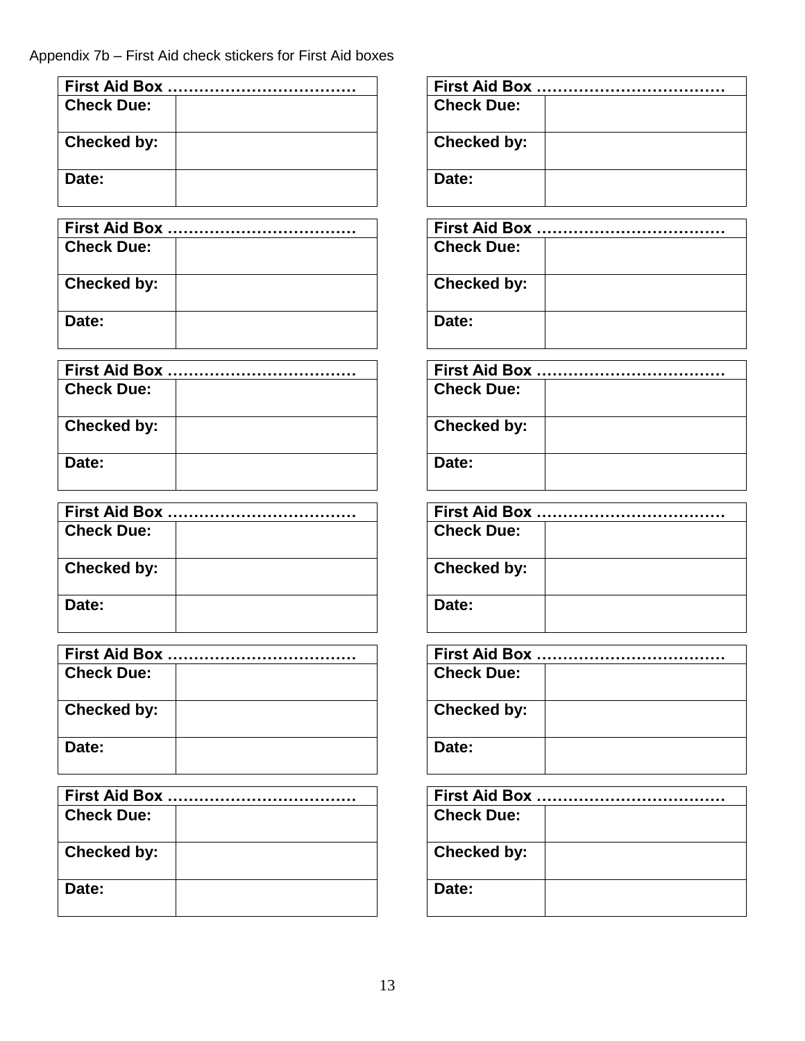Appendix 7b – First Aid check stickers for First Aid boxes

| First Aid Box ……………………………… | |
|---|---|
| **Check Due:** | |
| **Checked by:** | |
| **Date:** | |

| First Aid Box ……………………………… | |
|---|---|
| **Check Due:** | |
| **Checked by:** | |
| **Date:** | |

| First Aid Box ……………………………… | |
|---|---|
| **Check Due:** | |
| **Checked by:** | |
| **Date:** | |

| First Aid Box ……………………………… | |
|---|---|
| **Check Due:** | |
| **Checked by:** | |
| **Date:** | |

| First Aid Box ……………………………… | |
|---|---|
| **Check Due:** | |
| **Checked by:** | |
| **Date:** | |

| First Aid Box ……………………………… | |
|---|---|
| **Check Due:** | |
| **Checked by:** | |
| **Date:** | |

| First Aid Box ……………………………… | |
|---|---|
| **Check Due:** | |
| **Checked by:** | |
| **Date:** | |

| First Aid Box ……………………………… | |
|---|---|
| **Check Due:** | |
| **Checked by:** | |
| **Date:** | |

| First Aid Box ……………………………… | |
|---|---|
| **Check Due:** | |
| **Checked by:** | |
| **Date:** | |

| First Aid Box ……………………………… | |
|---|---|
| **Check Due:** | |
| **Checked by:** | |
| **Date:** | |

| First Aid Box ……………………………… | |
|---|---|
| **Check Due:** | |
| **Checked by:** | |
| **Date:** | |

| First Aid Box ……………………………… | |
|---|---|
| **Check Due:** | |
| **Checked by:** | |
| **Date:** | |